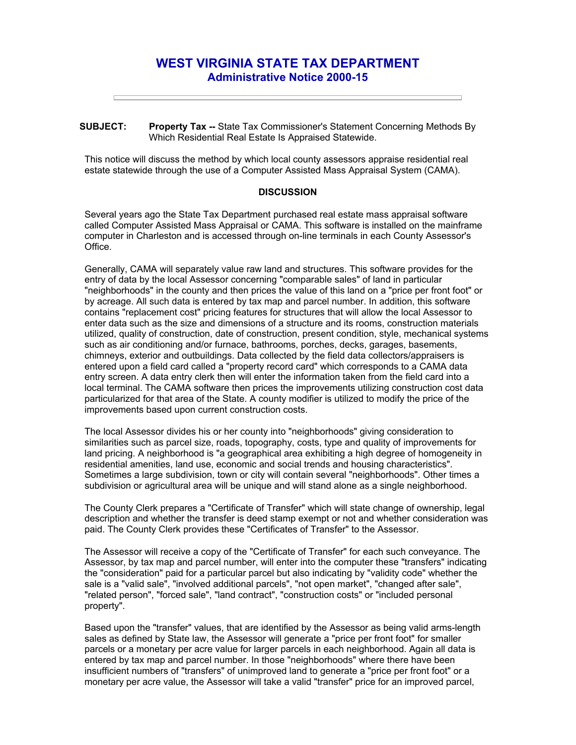# WEST VIRGINIA STATE TAX DEPARTMENT
## Administrative Notice 2000-15

---

**SUBJECT:** **Property Tax --** State Tax Commissioner's Statement Concerning Methods By Which Residential Real Estate Is Appraised Statewide.

This notice will discuss the method by which local county assessors appraise residential real estate statewide through the use of a Computer Assisted Mass Appraisal System (CAMA).

### DISCUSSION

Several years ago the State Tax Department purchased real estate mass appraisal software called Computer Assisted Mass Appraisal or CAMA. This software is installed on the mainframe computer in Charleston and is accessed through on-line terminals in each County Assessor's Office.

Generally, CAMA will separately value raw land and structures. This software provides for the entry of data by the local Assessor concerning "comparable sales" of land in particular "neighborhoods" in the county and then prices the value of this land on a "price per front foot" or by acreage. All such data is entered by tax map and parcel number. In addition, this software contains "replacement cost" pricing features for structures that will allow the local Assessor to enter data such as the size and dimensions of a structure and its rooms, construction materials utilized, quality of construction, date of construction, present condition, style, mechanical systems such as air conditioning and/or furnace, bathrooms, porches, decks, garages, basements, chimneys, exterior and outbuildings. Data collected by the field data collectors/appraisers is entered upon a field card called a "property record card" which corresponds to a CAMA data entry screen. A data entry clerk then will enter the information taken from the field card into a local terminal. The CAMA software then prices the improvements utilizing construction cost data particularized for that area of the State. A county modifier is utilized to modify the price of the improvements based upon current construction costs.

The local Assessor divides his or her county into "neighborhoods" giving consideration to similarities such as parcel size, roads, topography, costs, type and quality of improvements for land pricing. A neighborhood is "a geographical area exhibiting a high degree of homogeneity in residential amenities, land use, economic and social trends and housing characteristics". Sometimes a large subdivision, town or city will contain several "neighborhoods". Other times a subdivision or agricultural area will be unique and will stand alone as a single neighborhood.

The County Clerk prepares a "Certificate of Transfer" which will state change of ownership, legal description and whether the transfer is deed stamp exempt or not and whether consideration was paid. The County Clerk provides these "Certificates of Transfer" to the Assessor.

The Assessor will receive a copy of the "Certificate of Transfer" for each such conveyance. The Assessor, by tax map and parcel number, will enter into the computer these "transfers" indicating the "consideration" paid for a particular parcel but also indicating by "validity code" whether the sale is a "valid sale", "involved additional parcels", "not open market", "changed after sale", "related person", "forced sale", "land contract", "construction costs" or "included personal property".

Based upon the "transfer" values, that are identified by the Assessor as being valid arms-length sales as defined by State law, the Assessor will generate a "price per front foot" for smaller parcels or a monetary per acre value for larger parcels in each neighborhood. Again all data is entered by tax map and parcel number. In those "neighborhoods" where there have been insufficient numbers of "transfers" of unimproved land to generate a "price per front foot" or a monetary per acre value, the Assessor will take a valid "transfer" price for an improved parcel,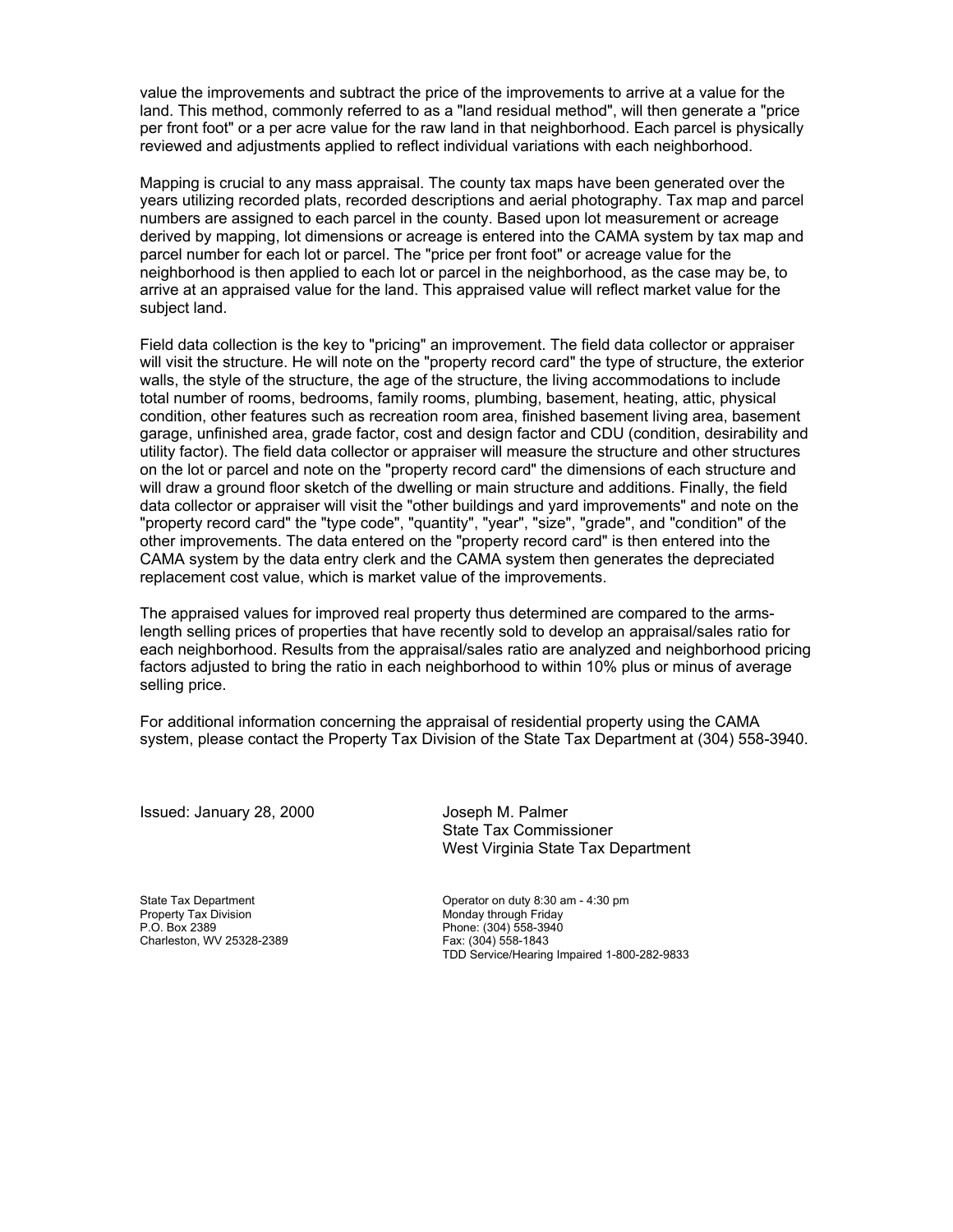value the improvements and subtract the price of the improvements to arrive at a value for the land. This method, commonly referred to as a "land residual method", will then generate a "price per front foot" or a per acre value for the raw land in that neighborhood. Each parcel is physically reviewed and adjustments applied to reflect individual variations with each neighborhood.

Mapping is crucial to any mass appraisal. The county tax maps have been generated over the years utilizing recorded plats, recorded descriptions and aerial photography. Tax map and parcel numbers are assigned to each parcel in the county. Based upon lot measurement or acreage derived by mapping, lot dimensions or acreage is entered into the CAMA system by tax map and parcel number for each lot or parcel. The "price per front foot" or acreage value for the neighborhood is then applied to each lot or parcel in the neighborhood, as the case may be, to arrive at an appraised value for the land. This appraised value will reflect market value for the subject land.

Field data collection is the key to "pricing" an improvement. The field data collector or appraiser will visit the structure. He will note on the "property record card" the type of structure, the exterior walls, the style of the structure, the age of the structure, the living accommodations to include total number of rooms, bedrooms, family rooms, plumbing, basement, heating, attic, physical condition, other features such as recreation room area, finished basement living area, basement garage, unfinished area, grade factor, cost and design factor and CDU (condition, desirability and utility factor). The field data collector or appraiser will measure the structure and other structures on the lot or parcel and note on the "property record card" the dimensions of each structure and will draw a ground floor sketch of the dwelling or main structure and additions. Finally, the field data collector or appraiser will visit the "other buildings and yard improvements" and note on the "property record card" the "type code", "quantity", "year", "size", "grade", and "condition" of the other improvements. The data entered on the "property record card" is then entered into the CAMA system by the data entry clerk and the CAMA system then generates the depreciated replacement cost value, which is market value of the improvements.

The appraised values for improved real property thus determined are compared to the arms-length selling prices of properties that have recently sold to develop an appraisal/sales ratio for each neighborhood. Results from the appraisal/sales ratio are analyzed and neighborhood pricing factors adjusted to bring the ratio in each neighborhood to within 10% plus or minus of average selling price.

For additional information concerning the appraisal of residential property using the CAMA system, please contact the Property Tax Division of the State Tax Department at (304) 558-3940.

Issued: January 28, 2000

Joseph M. Palmer
State Tax Commissioner
West Virginia State Tax Department

State Tax Department
Property Tax Division
P.O. Box 2389
Charleston, WV 25328-2389

Operator on duty 8:30 am - 4:30 pm
Monday through Friday
Phone: (304) 558-3940
Fax: (304) 558-1843
TDD Service/Hearing Impaired 1-800-282-9833